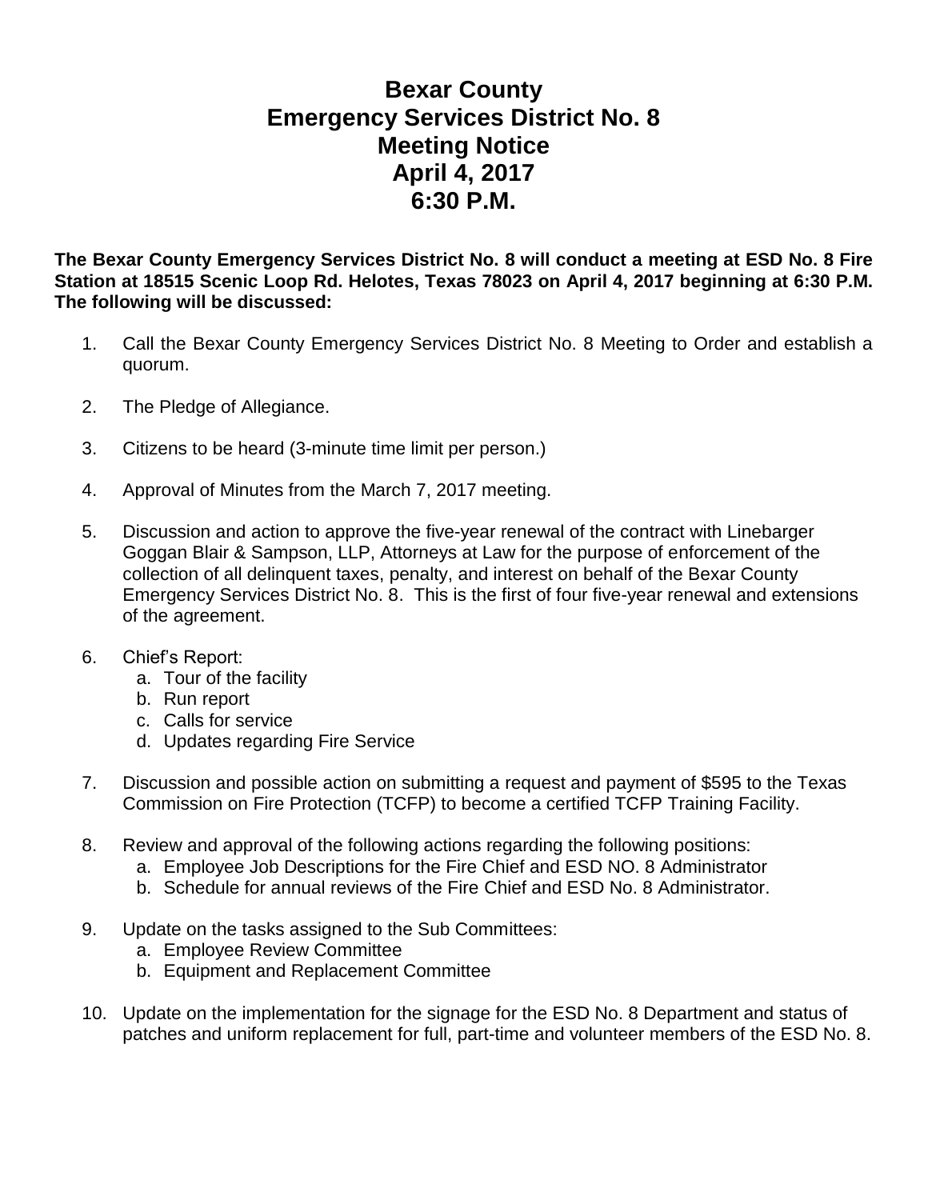# Bexar County
# Emergency Services District No. 8
# Meeting Notice
# April 4, 2017
# 6:30 P.M.

**The Bexar County Emergency Services District No. 8 will conduct a meeting at ESD No. 8 Fire Station at 18515 Scenic Loop Rd. Helotes, Texas 78023 on April 4, 2017 beginning at 6:30 P.M. The following will be discussed:**

1. Call the Bexar County Emergency Services District No. 8 Meeting to Order and establish a quorum.

2. The Pledge of Allegiance.

3. Citizens to be heard (3-minute time limit per person.)

4. Approval of Minutes from the March 7, 2017 meeting.

5. Discussion and action to approve the five-year renewal of the contract with Linebarger Goggan Blair & Sampson, LLP, Attorneys at Law for the purpose of enforcement of the collection of all delinquent taxes, penalty, and interest on behalf of the Bexar County Emergency Services District No. 8. This is the first of four five-year renewal and extensions of the agreement.

6. Chief's Report:
   a. Tour of the facility
   b. Run report
   c. Calls for service
   d. Updates regarding Fire Service

7. Discussion and possible action on submitting a request and payment of $595 to the Texas Commission on Fire Protection (TCFP) to become a certified TCFP Training Facility.

8. Review and approval of the following actions regarding the following positions:
   a. Employee Job Descriptions for the Fire Chief and ESD NO. 8 Administrator
   b. Schedule for annual reviews of the Fire Chief and ESD No. 8 Administrator.

9. Update on the tasks assigned to the Sub Committees:
   a. Employee Review Committee
   b. Equipment and Replacement Committee

10. Update on the implementation for the signage for the ESD No. 8 Department and status of patches and uniform replacement for full, part-time and volunteer members of the ESD No. 8.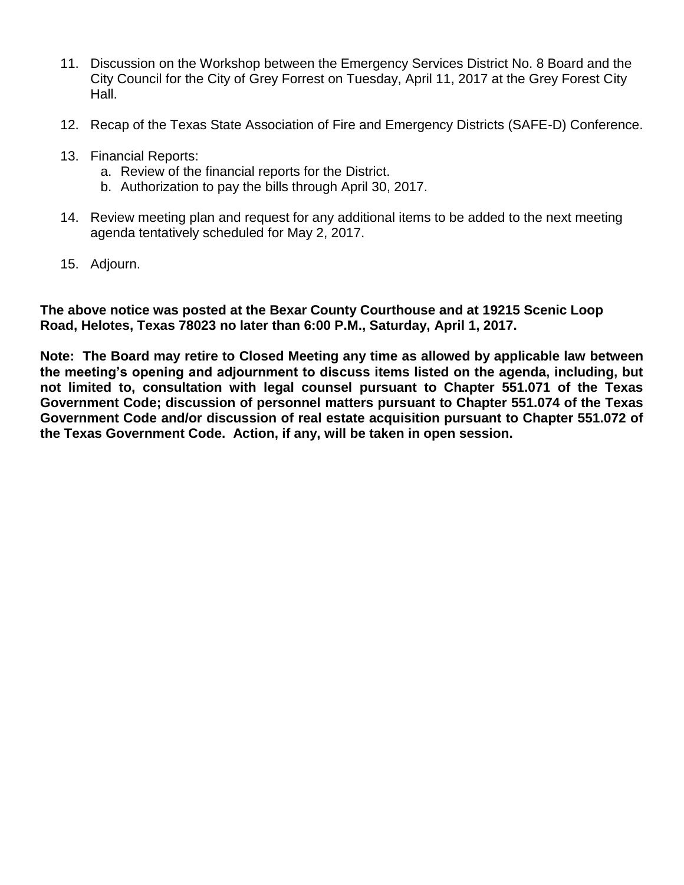11. Discussion on the Workshop between the Emergency Services District No. 8 Board and the City Council for the City of Grey Forrest on Tuesday, April 11, 2017 at the Grey Forest City Hall.

12. Recap of the Texas State Association of Fire and Emergency Districts (SAFE-D) Conference.

13. Financial Reports:
    a. Review of the financial reports for the District.
    b. Authorization to pay the bills through April 30, 2017.

14. Review meeting plan and request for any additional items to be added to the next meeting agenda tentatively scheduled for May 2, 2017.

15. Adjourn.

**The above notice was posted at the Bexar County Courthouse and at 19215 Scenic Loop Road, Helotes, Texas 78023 no later than 6:00 P.M., Saturday, April 1, 2017.**

**Note: The Board may retire to Closed Meeting any time as allowed by applicable law between the meeting's opening and adjournment to discuss items listed on the agenda, including, but not limited to, consultation with legal counsel pursuant to Chapter 551.071 of the Texas Government Code; discussion of personnel matters pursuant to Chapter 551.074 of the Texas Government Code and/or discussion of real estate acquisition pursuant to Chapter 551.072 of the Texas Government Code. Action, if any, will be taken in open session.**